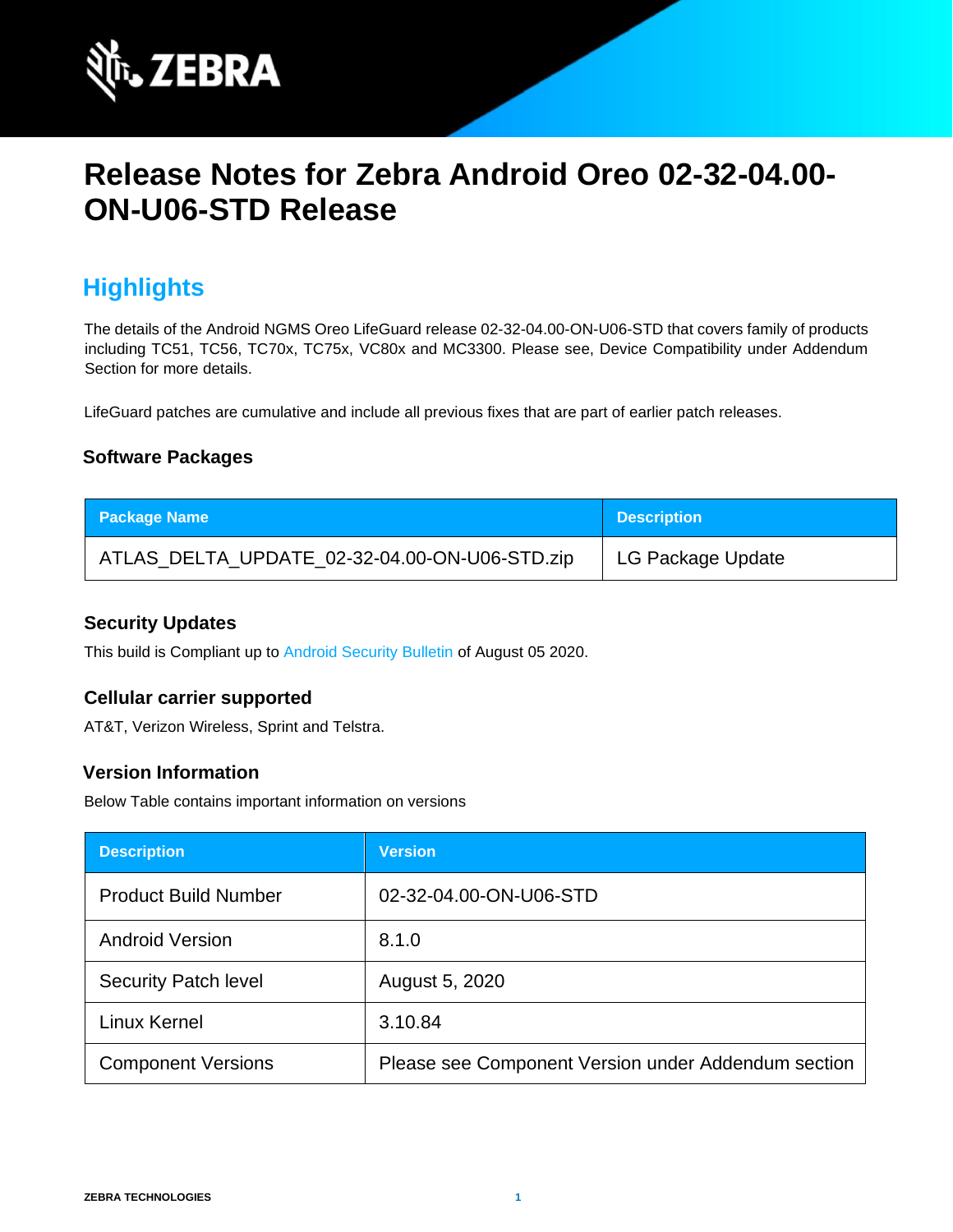# Release Notes for Zebra Android Oreo 02-32-04.00-ON-U06-STD Release

## Highlights

The details of the Android NGMS Oreo LifeGuard release 02-32-04.00-ON-U06-STD that covers family of products including TC51, TC56, TC70x, TC75x, VC80x and MC3300. Please see, Device Compatibility under Addendum Section for more details.

LifeGuard patches are cumulative and include all previous fixes that are part of earlier patch releases.

### Software Packages

| Package Name | Description |
| --- | --- |
| ATLAS_DELTA_UPDATE_02-32-04.00-ON-U06-STD.zip | LG Package Update |

### Security Updates

This build is Compliant up to Android Security Bulletin of August 05 2020.

### Cellular carrier supported

AT&T, Verizon Wireless, Sprint and Telstra.

### Version Information

Below Table contains important information on versions

| Description | Version |
| --- | --- |
| Product Build Number | 02-32-04.00-ON-U06-STD |
| Android Version | 8.1.0 |
| Security Patch level | August 5, 2020 |
| Linux Kernel | 3.10.84 |
| Component Versions | Please see Component Version under Addendum section |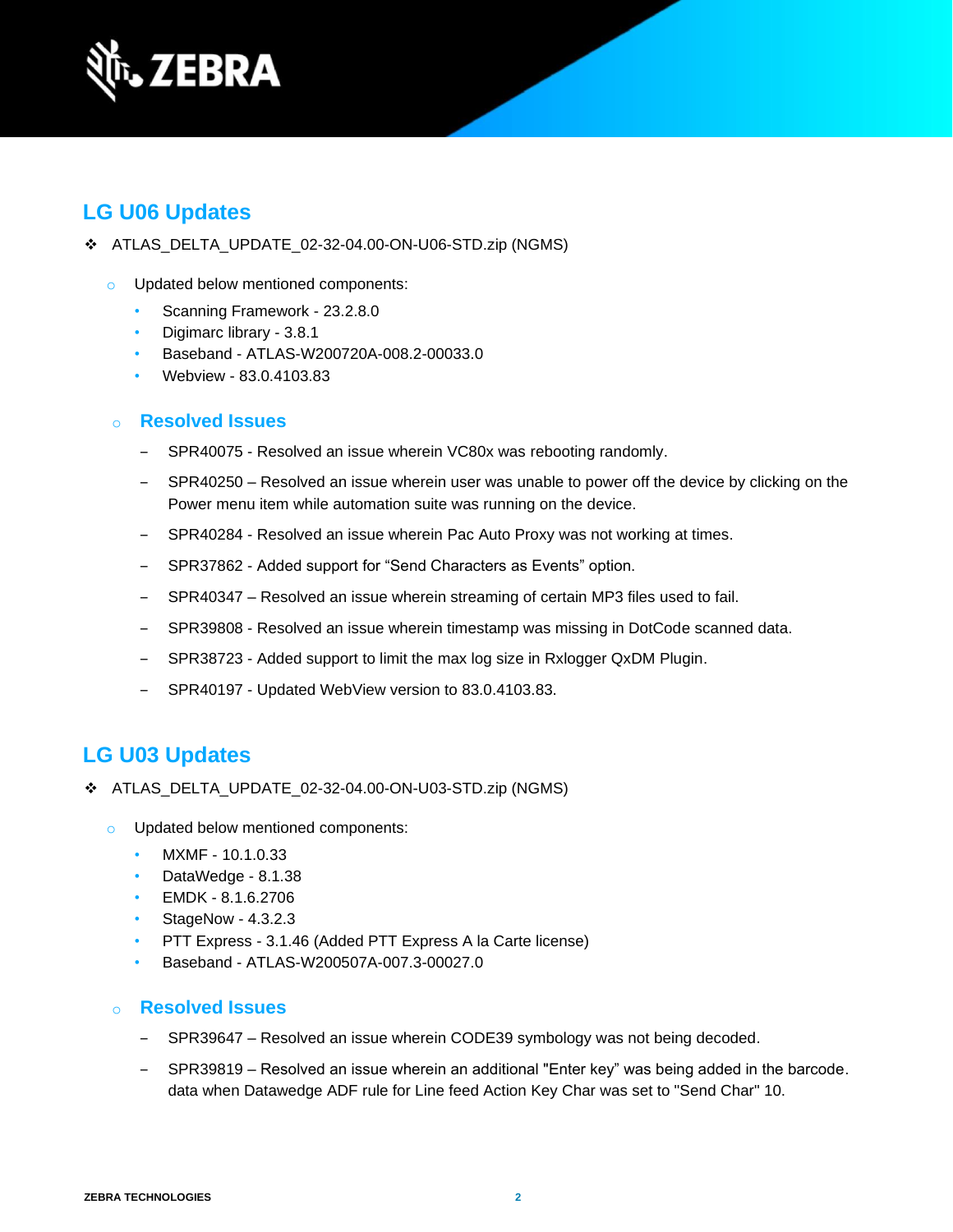## LG U06 Updates

- ATLAS_DELTA_UPDATE_02-32-04.00-ON-U06-STD.zip (NGMS)
  - Updated below mentioned components:
    - Scanning Framework - 23.2.8.0
    - Digimarc library - 3.8.1
    - Baseband - ATLAS-W200720A-008.2-00033.0
    - Webview - 83.0.4103.83

  - ### Resolved Issues
    - SPR40075 - Resolved an issue wherein VC80x was rebooting randomly.
    - SPR40250 – Resolved an issue wherein user was unable to power off the device by clicking on the Power menu item while automation suite was running on the device.
    - SPR40284 - Resolved an issue wherein Pac Auto Proxy was not working at times.
    - SPR37862 - Added support for "Send Characters as Events" option.
    - SPR40347 – Resolved an issue wherein streaming of certain MP3 files used to fail.
    - SPR39808 - Resolved an issue wherein timestamp was missing in DotCode scanned data.
    - SPR38723 - Added support to limit the max log size in Rxlogger QxDM Plugin.
    - SPR40197 - Updated WebView version to 83.0.4103.83.

## LG U03 Updates

- ATLAS_DELTA_UPDATE_02-32-04.00-ON-U03-STD.zip (NGMS)
  - Updated below mentioned components:
    - MXMF - 10.1.0.33
    - DataWedge - 8.1.38
    - EMDK - 8.1.6.2706
    - StageNow - 4.3.2.3
    - PTT Express - 3.1.46 (Added PTT Express A la Carte license)
    - Baseband - ATLAS-W200507A-007.3-00027.0

  - ### Resolved Issues
    - SPR39647 – Resolved an issue wherein CODE39 symbology was not being decoded.
    - SPR39819 – Resolved an issue wherein an additional "Enter key" was being added in the barcode. data when Datawedge ADF rule for Line feed Action Key Char was set to "Send Char" 10.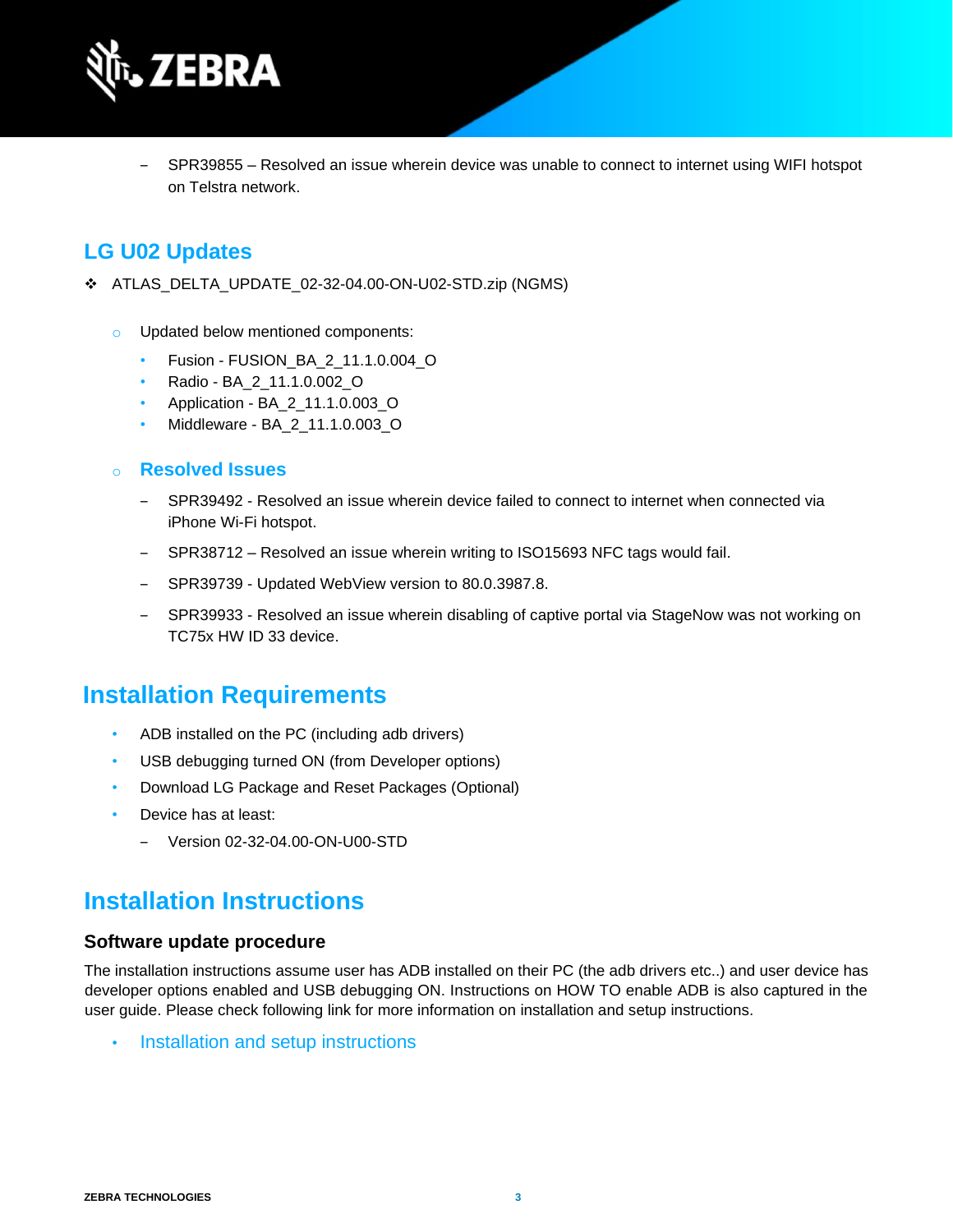- SPR39855 – Resolved an issue wherein device was unable to connect to internet using WIFI hotspot on Telstra network.

## LG U02 Updates

- ATLAS_DELTA_UPDATE_02-32-04.00-ON-U02-STD.zip (NGMS)

  - Updated below mentioned components:
    - Fusion - FUSION_BA_2_11.1.0.004_O
    - Radio - BA_2_11.1.0.002_O
    - Application - BA_2_11.1.0.003_O
    - Middleware - BA_2_11.1.0.003_O

  - **Resolved Issues**
    - SPR39492 - Resolved an issue wherein device failed to connect to internet when connected via iPhone Wi-Fi hotspot.
    - SPR38712 – Resolved an issue wherein writing to ISO15693 NFC tags would fail.
    - SPR39739 - Updated WebView version to 80.0.3987.8.
    - SPR39933 - Resolved an issue wherein disabling of captive portal via StageNow was not working on TC75x HW ID 33 device.

# Installation Requirements

- ADB installed on the PC (including adb drivers)
- USB debugging turned ON (from Developer options)
- Download LG Package and Reset Packages (Optional)
- Device has at least:
  - Version 02-32-04.00-ON-U00-STD

# Installation Instructions

### Software update procedure

The installation instructions assume user has ADB installed on their PC (the adb drivers etc..) and user device has developer options enabled and USB debugging ON. Instructions on HOW TO enable ADB is also captured in the user guide. Please check following link for more information on installation and setup instructions.

- Installation and setup instructions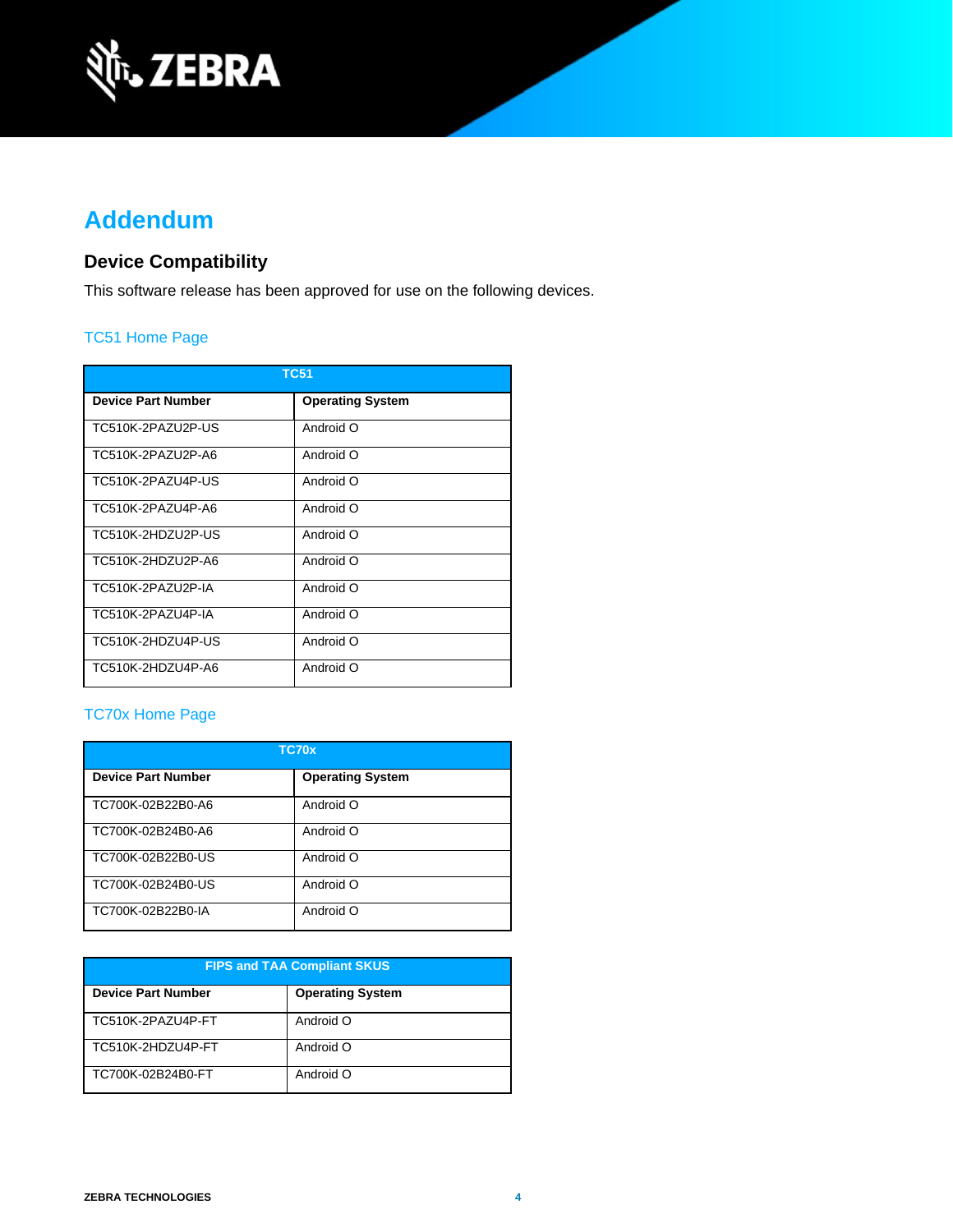# Addendum

## Device Compatibility

This software release has been approved for use on the following devices.

TC51 Home Page

| TC51 | |
|---|---|
| **Device Part Number** | **Operating System** |
| TC510K-2PAZU2P-US | Android O |
| TC510K-2PAZU2P-A6 | Android O |
| TC510K-2PAZU4P-US | Android O |
| TC510K-2PAZU4P-A6 | Android O |
| TC510K-2HDZU2P-US | Android O |
| TC510K-2HDZU2P-A6 | Android O |
| TC510K-2PAZU2P-IA | Android O |
| TC510K-2PAZU4P-IA | Android O |
| TC510K-2HDZU4P-US | Android O |
| TC510K-2HDZU4P-A6 | Android O |

TC70x Home Page

| TC70x | |
|---|---|
| **Device Part Number** | **Operating System** |
| TC700K-02B22B0-A6 | Android O |
| TC700K-02B24B0-A6 | Android O |
| TC700K-02B22B0-US | Android O |
| TC700K-02B24B0-US | Android O |
| TC700K-02B22B0-IA | Android O |

| FIPS and TAA Compliant SKUS | |
|---|---|
| **Device Part Number** | **Operating System** |
| TC510K-2PAZU4P-FT | Android O |
| TC510K-2HDZU4P-FT | Android O |
| TC700K-02B24B0-FT | Android O |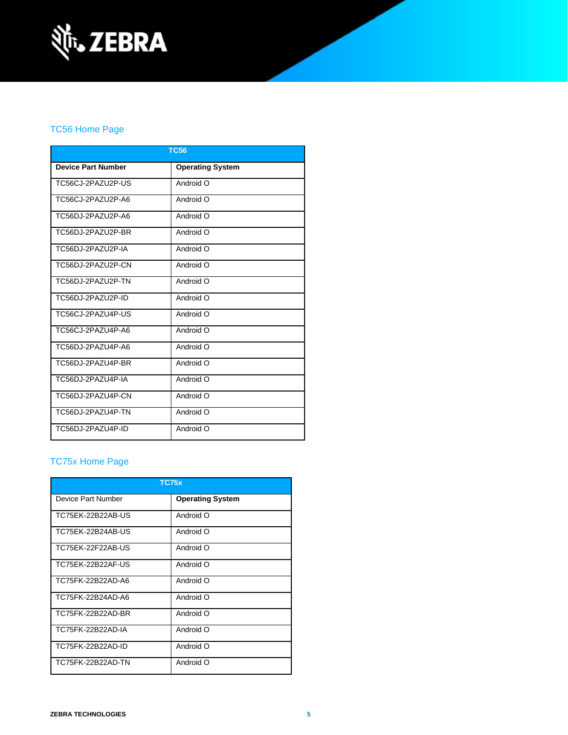## TC56 Home Page

| TC56 | |
|---|---|
| **Device Part Number** | **Operating System** |
| TC56CJ-2PAZU2P-US | Android O |
| TC56CJ-2PAZU2P-A6 | Android O |
| TC56DJ-2PAZU2P-A6 | Android O |
| TC56DJ-2PAZU2P-BR | Android O |
| TC56DJ-2PAZU2P-IA | Android O |
| TC56DJ-2PAZU2P-CN | Android O |
| TC56DJ-2PAZU2P-TN | Android O |
| TC56DJ-2PAZU2P-ID | Android O |
| TC56CJ-2PAZU4P-US | Android O |
| TC56CJ-2PAZU4P-A6 | Android O |
| TC56DJ-2PAZU4P-A6 | Android O |
| TC56DJ-2PAZU4P-BR | Android O |
| TC56DJ-2PAZU4P-IA | Android O |
| TC56DJ-2PAZU4P-CN | Android O |
| TC56DJ-2PAZU4P-TN | Android O |
| TC56DJ-2PAZU4P-ID | Android O |

## TC75x Home Page

| TC75x | |
|---|---|
| Device Part Number | **Operating System** |
| TC75EK-22B22AB-US | Android O |
| TC75EK-22B24AB-US | Android O |
| TC75EK-22F22AB-US | Android O |
| TC75EK-22B22AF-US | Android O |
| TC75FK-22B22AD-A6 | Android O |
| TC75FK-22B24AD-A6 | Android O |
| TC75FK-22B22AD-BR | Android O |
| TC75FK-22B22AD-IA | Android O |
| TC75FK-22B22AD-ID | Android O |
| TC75FK-22B22AD-TN | Android O |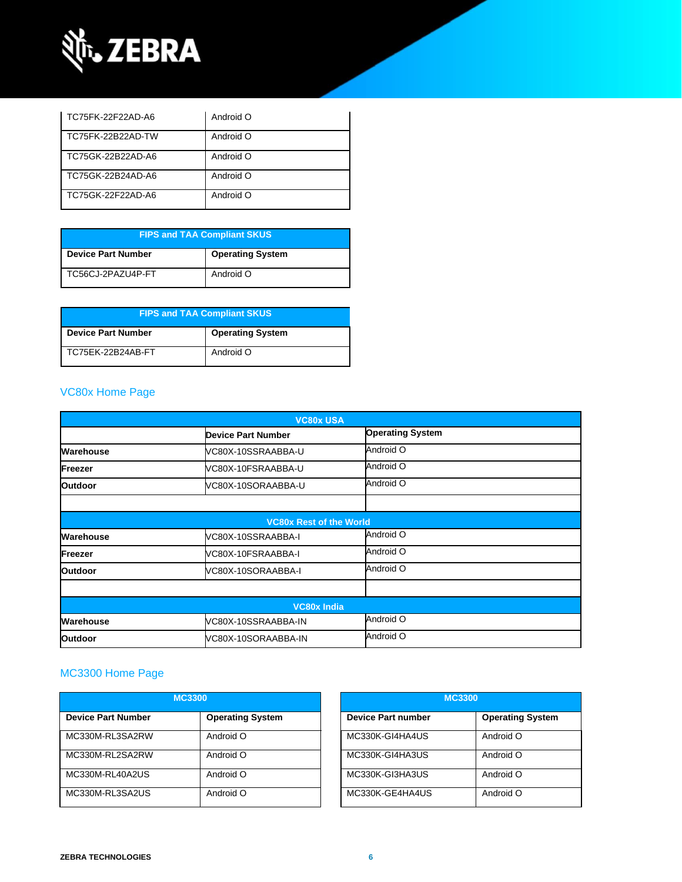| | |
|---|---|
| TC75FK-22F22AD-A6 | Android O |
| TC75FK-22B22AD-TW | Android O |
| TC75GK-22B22AD-A6 | Android O |
| TC75GK-22B24AD-A6 | Android O |
| TC75GK-22F22AD-A6 | Android O |

| FIPS and TAA Compliant SKUS | |
|---|---|
| **Device Part Number** | **Operating System** |
| TC56CJ-2PAZU4P-FT | Android O |

| FIPS and TAA Compliant SKUS | |
|---|---|
| **Device Part Number** | **Operating System** |
| TC75EK-22B24AB-FT | Android O |

## VC80x Home Page

| VC80x USA | | |
|---|---|---|
| | **Device Part Number** | **Operating System** |
| **Warehouse** | VC80X-10SSRAABBA-U | Android O |
| **Freezer** | VC80X-10FSRAABBA-U | Android O |
| **Outdoor** | VC80X-10SORAABBA-U | Android O |
| | | |
| **VC80x Rest of the World** | | |
| **Warehouse** | VC80X-10SSRAABBA-I | Android O |
| **Freezer** | VC80X-10FSRAABBA-I | Android O |
| **Outdoor** | VC80X-10SORAABBA-I | Android O |
| | | |
| **VC80x India** | | |
| **Warehouse** | VC80X-10SSRAABBA-IN | Android O |
| **Outdoor** | VC80X-10SORAABBA-IN | Android O |

## MC3300 Home Page

| MC3300 | |
|---|---|
| **Device Part Number** | **Operating System** |
| MC330M-RL3SA2RW | Android O |
| MC330M-RL2SA2RW | Android O |
| MC330M-RL40A2US | Android O |
| MC330M-RL3SA2US | Android O |

| MC3300 | |
|---|---|
| **Device Part number** | **Operating System** |
| MC330K-GI4HA4US | Android O |
| MC330K-GI4HA3US | Android O |
| MC330K-GI3HA3US | Android O |
| MC330K-GE4HA4US | Android O |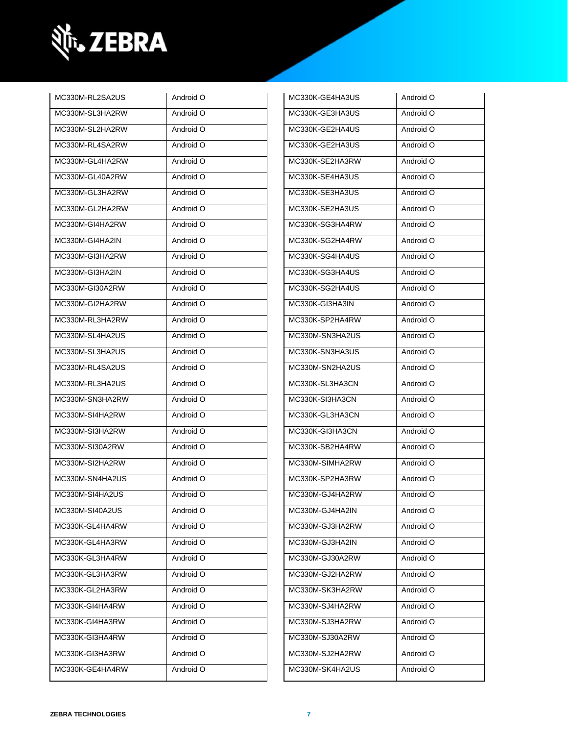| MC330M-RL2SA2US | Android O |
|---|---|
| MC330M-SL3HA2RW | Android O |
| MC330M-SL2HA2RW | Android O |
| MC330M-RL4SA2RW | Android O |
| MC330M-GL4HA2RW | Android O |
| MC330M-GL40A2RW | Android O |
| MC330M-GL3HA2RW | Android O |
| MC330M-GL2HA2RW | Android O |
| MC330M-GI4HA2RW | Android O |
| MC330M-GI4HA2IN | Android O |
| MC330M-GI3HA2RW | Android O |
| MC330M-GI3HA2IN | Android O |
| MC330M-GI30A2RW | Android O |
| MC330M-GI2HA2RW | Android O |
| MC330M-RL3HA2RW | Android O |
| MC330M-SL4HA2US | Android O |
| MC330M-SL3HA2US | Android O |
| MC330M-RL4SA2US | Android O |
| MC330M-RL3HA2US | Android O |
| MC330M-SN3HA2RW | Android O |
| MC330M-SI4HA2RW | Android O |
| MC330M-SI3HA2RW | Android O |
| MC330M-SI30A2RW | Android O |
| MC330M-SI2HA2RW | Android O |
| MC330M-SN4HA2US | Android O |
| MC330M-SI4HA2US | Android O |
| MC330M-SI40A2US | Android O |
| MC330K-GL4HA4RW | Android O |
| MC330K-GL4HA3RW | Android O |
| MC330K-GL3HA4RW | Android O |
| MC330K-GL3HA3RW | Android O |
| MC330K-GL2HA3RW | Android O |
| MC330K-GI4HA4RW | Android O |
| MC330K-GI4HA3RW | Android O |
| MC330K-GI3HA4RW | Android O |
| MC330K-GI3HA3RW | Android O |
| MC330K-GE4HA4RW | Android O |

| MC330K-GE4HA3US | Android O |
|---|---|
| MC330K-GE3HA3US | Android O |
| MC330K-GE2HA4US | Android O |
| MC330K-GE2HA3US | Android O |
| MC330K-SE2HA3RW | Android O |
| MC330K-SE4HA3US | Android O |
| MC330K-SE3HA3US | Android O |
| MC330K-SE2HA3US | Android O |
| MC330K-SG3HA4RW | Android O |
| MC330K-SG2HA4RW | Android O |
| MC330K-SG4HA4US | Android O |
| MC330K-SG3HA4US | Android O |
| MC330K-SG2HA4US | Android O |
| MC330K-GI3HA3IN | Android O |
| MC330K-SP2HA4RW | Android O |
| MC330M-SN3HA2US | Android O |
| MC330K-SN3HA3US | Android O |
| MC330M-SN2HA2US | Android O |
| MC330K-SL3HA3CN | Android O |
| MC330K-SI3HA3CN | Android O |
| MC330K-GL3HA3CN | Android O |
| MC330K-GI3HA3CN | Android O |
| MC330K-SB2HA4RW | Android O |
| MC330M-SIMHA2RW | Android O |
| MC330K-SP2HA3RW | Android O |
| MC330M-GJ4HA2RW | Android O |
| MC330M-GJ4HA2IN | Android O |
| MC330M-GJ3HA2RW | Android O |
| MC330M-GJ3HA2IN | Android O |
| MC330M-GJ30A2RW | Android O |
| MC330M-GJ2HA2RW | Android O |
| MC330M-SK3HA2RW | Android O |
| MC330M-SJ4HA2RW | Android O |
| MC330M-SJ3HA2RW | Android O |
| MC330M-SJ30A2RW | Android O |
| MC330M-SJ2HA2RW | Android O |
| MC330M-SK4HA2US | Android O |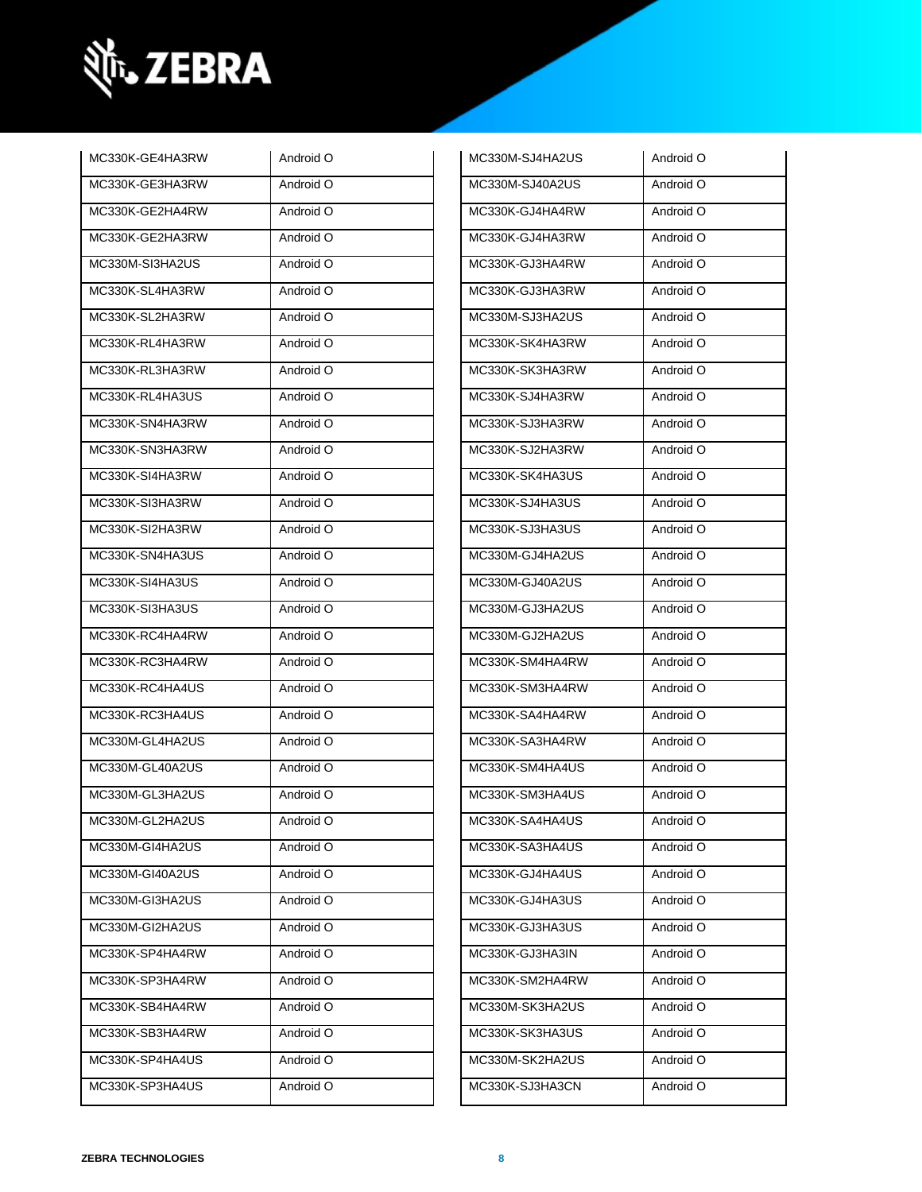| MC330K-GE4HA3RW | Android O |
|---|---|
| MC330K-GE3HA3RW | Android O |
| MC330K-GE2HA4RW | Android O |
| MC330K-GE2HA3RW | Android O |
| MC330M-SI3HA2US | Android O |
| MC330K-SL4HA3RW | Android O |
| MC330K-SL2HA3RW | Android O |
| MC330K-RL4HA3RW | Android O |
| MC330K-RL3HA3RW | Android O |
| MC330K-RL4HA3US | Android O |
| MC330K-SN4HA3RW | Android O |
| MC330K-SN3HA3RW | Android O |
| MC330K-SI4HA3RW | Android O |
| MC330K-SI3HA3RW | Android O |
| MC330K-SI2HA3RW | Android O |
| MC330K-SN4HA3US | Android O |
| MC330K-SI4HA3US | Android O |
| MC330K-SI3HA3US | Android O |
| MC330K-RC4HA4RW | Android O |
| MC330K-RC3HA4RW | Android O |
| MC330K-RC4HA4US | Android O |
| MC330K-RC3HA4US | Android O |
| MC330M-GL4HA2US | Android O |
| MC330M-GL40A2US | Android O |
| MC330M-GL3HA2US | Android O |
| MC330M-GL2HA2US | Android O |
| MC330M-GI4HA2US | Android O |
| MC330M-GI40A2US | Android O |
| MC330M-GI3HA2US | Android O |
| MC330M-GI2HA2US | Android O |
| MC330K-SP4HA4RW | Android O |
| MC330K-SP3HA4RW | Android O |
| MC330K-SB4HA4RW | Android O |
| MC330K-SB3HA4RW | Android O |
| MC330K-SP4HA4US | Android O |
| MC330K-SP3HA4US | Android O |

| MC330M-SJ4HA2US | Android O |
|---|---|
| MC330M-SJ40A2US | Android O |
| MC330K-GJ4HA4RW | Android O |
| MC330K-GJ4HA3RW | Android O |
| MC330K-GJ3HA4RW | Android O |
| MC330K-GJ3HA3RW | Android O |
| MC330M-SJ3HA2US | Android O |
| MC330K-SK4HA3RW | Android O |
| MC330K-SK3HA3RW | Android O |
| MC330K-SJ4HA3RW | Android O |
| MC330K-SJ3HA3RW | Android O |
| MC330K-SJ2HA3RW | Android O |
| MC330K-SK4HA3US | Android O |
| MC330K-SJ4HA3US | Android O |
| MC330K-SJ3HA3US | Android O |
| MC330M-GJ4HA2US | Android O |
| MC330M-GJ40A2US | Android O |
| MC330M-GJ3HA2US | Android O |
| MC330M-GJ2HA2US | Android O |
| MC330K-SM4HA4RW | Android O |
| MC330K-SM3HA4RW | Android O |
| MC330K-SA4HA4RW | Android O |
| MC330K-SA3HA4RW | Android O |
| MC330K-SM4HA4US | Android O |
| MC330K-SM3HA4US | Android O |
| MC330K-SA4HA4US | Android O |
| MC330K-SA3HA4US | Android O |
| MC330K-GJ4HA4US | Android O |
| MC330K-GJ4HA3US | Android O |
| MC330K-GJ3HA3US | Android O |
| MC330K-GJ3HA3IN | Android O |
| MC330K-SM2HA4RW | Android O |
| MC330M-SK3HA2US | Android O |
| MC330K-SK3HA3US | Android O |
| MC330M-SK2HA2US | Android O |
| MC330K-SJ3HA3CN | Android O |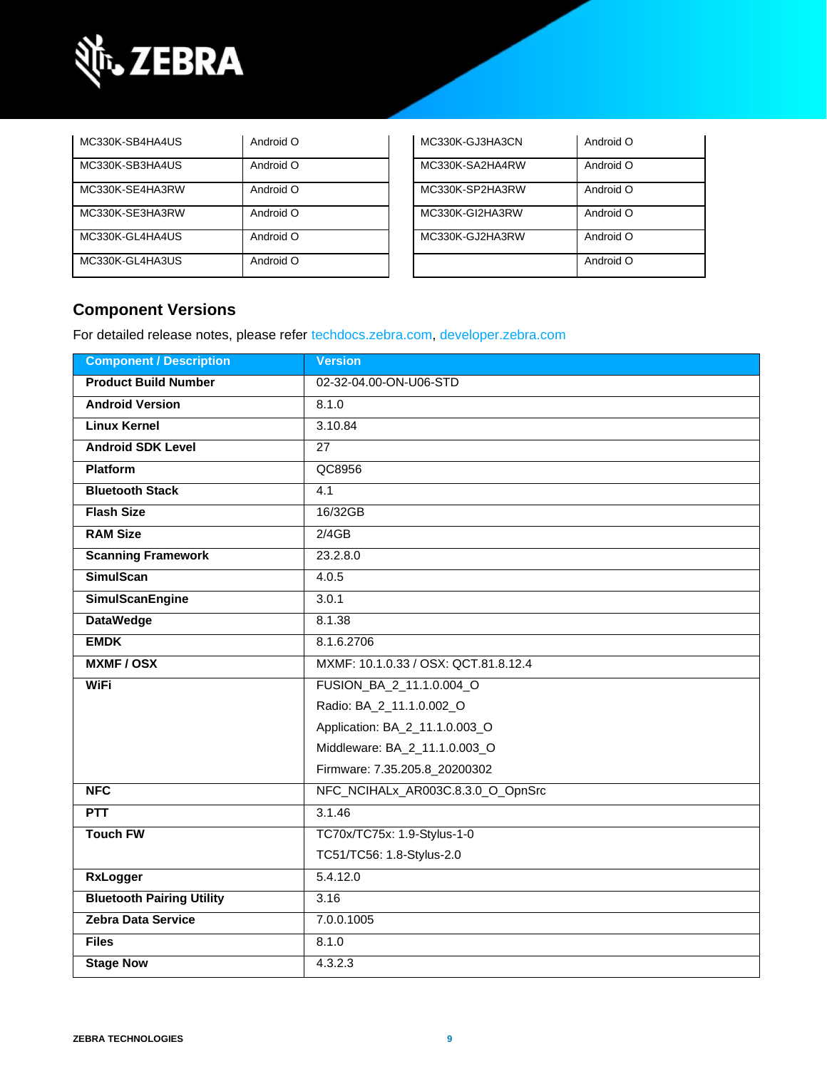| MC330K-SB4HA4US | Android O |
|---|---|
| MC330K-SB3HA4US | Android O |
| MC330K-SE4HA3RW | Android O |
| MC330K-SE3HA3RW | Android O |
| MC330K-GL4HA4US | Android O |
| MC330K-GL4HA3US | Android O |

| MC330K-GJ3HA3CN | Android O |
|---|---|
| MC330K-SA2HA4RW | Android O |
| MC330K-SP2HA3RW | Android O |
| MC330K-GI2HA3RW | Android O |
| MC330K-GJ2HA3RW | Android O |
| | Android O |

## Component Versions

For detailed release notes, please refer techdocs.zebra.com, developer.zebra.com

| Component / Description | Version |
|---|---|
| **Product Build Number** | 02-32-04.00-ON-U06-STD |
| **Android Version** | 8.1.0 |
| **Linux Kernel** | 3.10.84 |
| **Android SDK Level** | 27 |
| **Platform** | QC8956 |
| **Bluetooth Stack** | 4.1 |
| **Flash Size** | 16/32GB |
| **RAM Size** | 2/4GB |
| **Scanning Framework** | 23.2.8.0 |
| **SimulScan** | 4.0.5 |
| **SimulScanEngine** | 3.0.1 |
| **DataWedge** | 8.1.38 |
| **EMDK** | 8.1.6.2706 |
| **MXMF / OSX** | MXMF: 10.1.0.33 / OSX: QCT.81.8.12.4 |
| **WiFi** | FUSION_BA_2_11.1.0.004_O<br>Radio: BA_2_11.1.0.002_O<br>Application: BA_2_11.1.0.003_O<br>Middleware: BA_2_11.1.0.003_O<br>Firmware: 7.35.205.8_20200302 |
| **NFC** | NFC_NCIHALx_AR003C.8.3.0_O_OpnSrc |
| **PTT** | 3.1.46 |
| **Touch FW** | TC70x/TC75x: 1.9-Stylus-1-0<br>TC51/TC56: 1.8-Stylus-2.0 |
| **RxLogger** | 5.4.12.0 |
| **Bluetooth Pairing Utility** | 3.16 |
| **Zebra Data Service** | 7.0.0.1005 |
| **Files** | 8.1.0 |
| **Stage Now** | 4.3.2.3 |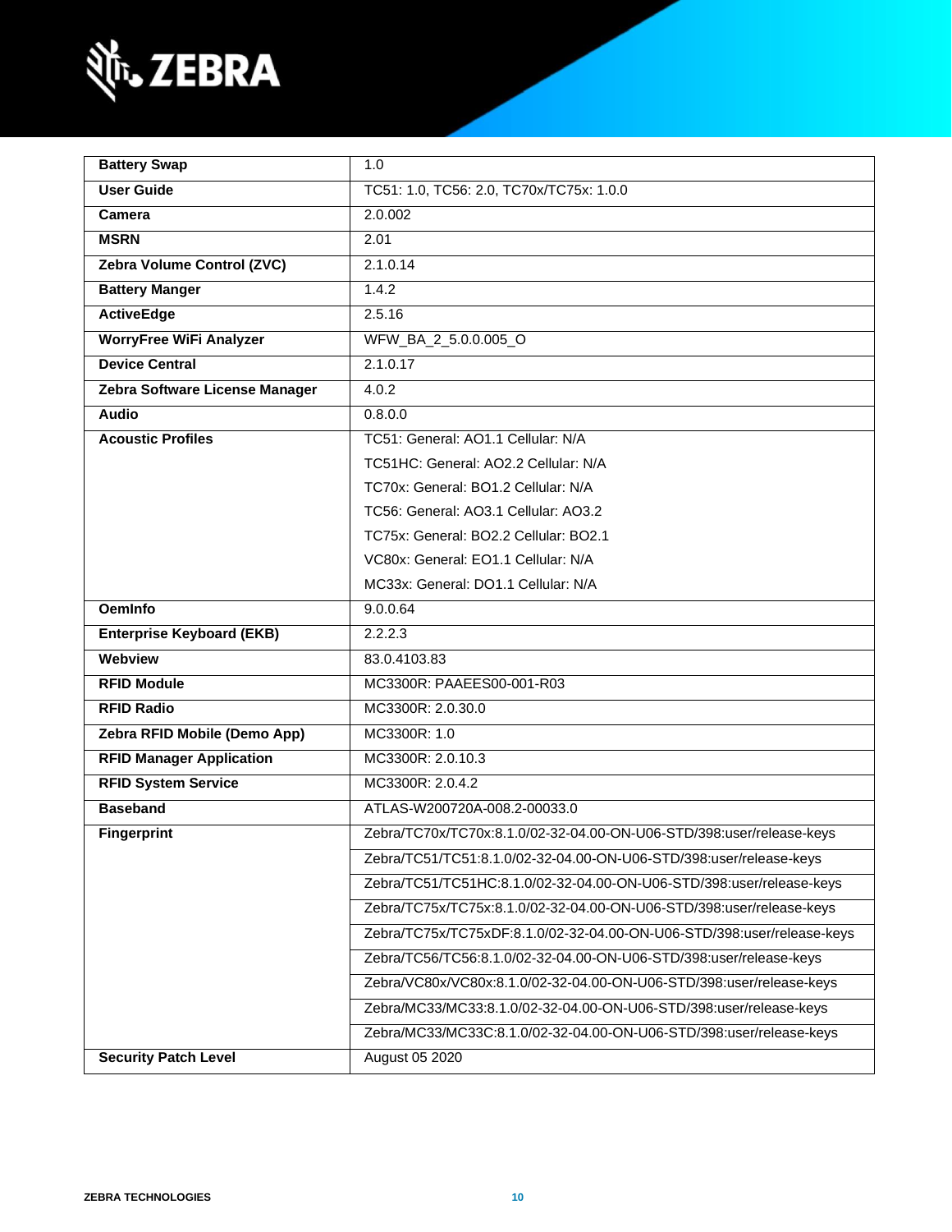| | |
|---|---|
| **Battery Swap** | 1.0 |
| **User Guide** | TC51: 1.0, TC56: 2.0, TC70x/TC75x: 1.0.0 |
| **Camera** | 2.0.002 |
| **MSRN** | 2.01 |
| **Zebra Volume Control (ZVC)** | 2.1.0.14 |
| **Battery Manger** | 1.4.2 |
| **ActiveEdge** | 2.5.16 |
| **WorryFree WiFi Analyzer** | WFW_BA_2_5.0.0.005_O |
| **Device Central** | 2.1.0.17 |
| **Zebra Software License Manager** | 4.0.2 |
| **Audio** | 0.8.0.0 |
| **Acoustic Profiles** | TC51: General: AO1.1 Cellular: N/A<br>TC51HC: General: AO2.2 Cellular: N/A<br>TC70x: General: BO1.2 Cellular: N/A<br>TC56: General: AO3.1 Cellular: AO3.2<br>TC75x: General: BO2.2 Cellular: BO2.1<br>VC80x: General: EO1.1 Cellular: N/A<br>MC33x: General: DO1.1 Cellular: N/A |
| **OemInfo** | 9.0.0.64 |
| **Enterprise Keyboard (EKB)** | 2.2.2.3 |
| **Webview** | 83.0.4103.83 |
| **RFID Module** | MC3300R: PAAEES00-001-R03 |
| **RFID Radio** | MC3300R: 2.0.30.0 |
| **Zebra RFID Mobile (Demo App)** | MC3300R: 1.0 |
| **RFID Manager Application** | MC3300R: 2.0.10.3 |
| **RFID System Service** | MC3300R: 2.0.4.2 |
| **Baseband** | ATLAS-W200720A-008.2-00033.0 |
| **Fingerprint** | Zebra/TC70x/TC70x:8.1.0/02-32-04.00-ON-U06-STD/398:user/release-keys |
| | Zebra/TC51/TC51:8.1.0/02-32-04.00-ON-U06-STD/398:user/release-keys |
| | Zebra/TC51/TC51HC:8.1.0/02-32-04.00-ON-U06-STD/398:user/release-keys |
| | Zebra/TC75x/TC75x:8.1.0/02-32-04.00-ON-U06-STD/398:user/release-keys |
| | Zebra/TC75x/TC75xDF:8.1.0/02-32-04.00-ON-U06-STD/398:user/release-keys |
| | Zebra/TC56/TC56:8.1.0/02-32-04.00-ON-U06-STD/398:user/release-keys |
| | Zebra/VC80x/VC80x:8.1.0/02-32-04.00-ON-U06-STD/398:user/release-keys |
| | Zebra/MC33/MC33:8.1.0/02-32-04.00-ON-U06-STD/398:user/release-keys |
| | Zebra/MC33/MC33C:8.1.0/02-32-04.00-ON-U06-STD/398:user/release-keys |
| **Security Patch Level** | August 05 2020 |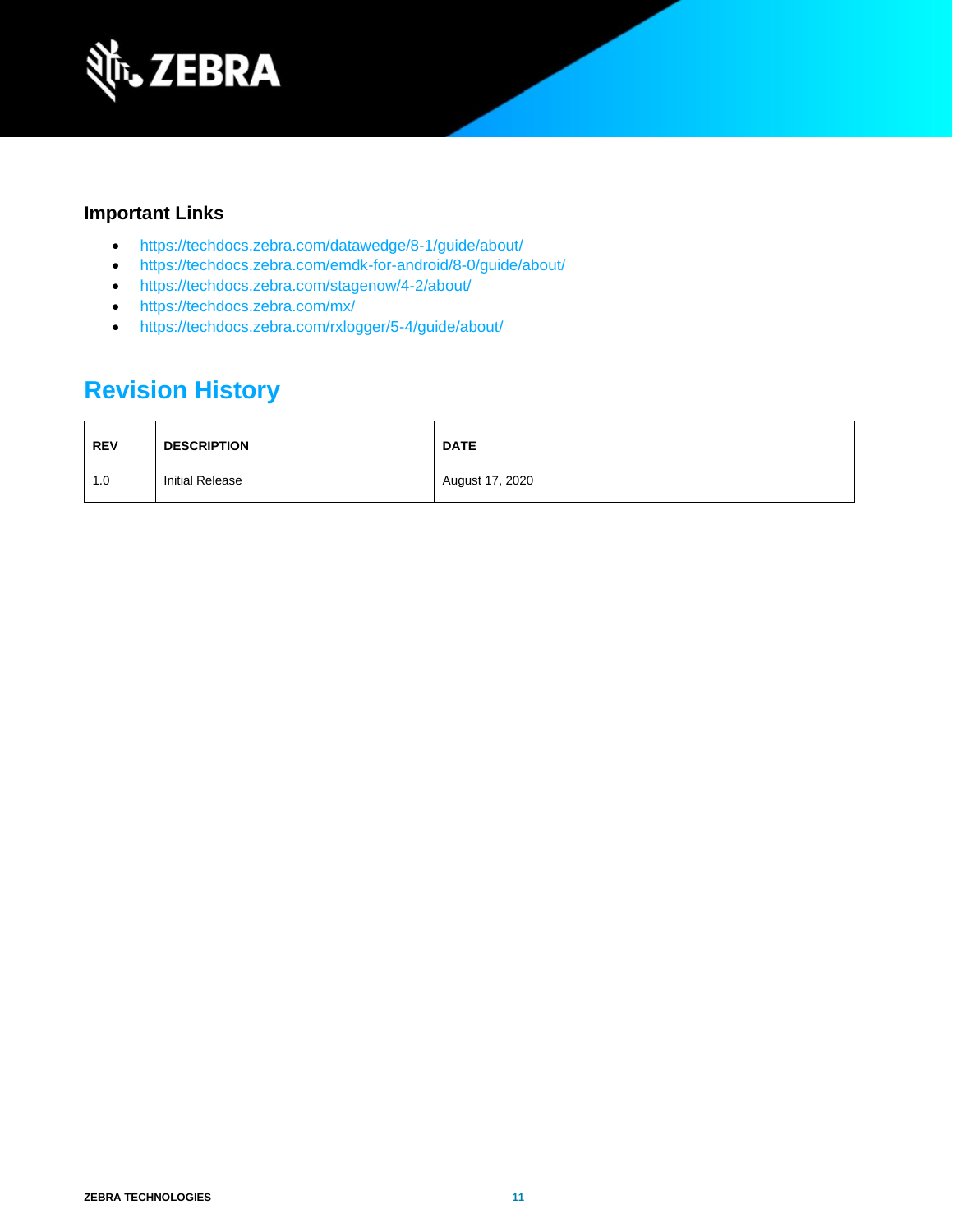### Important Links

- https://techdocs.zebra.com/datawedge/8-1/guide/about/
- https://techdocs.zebra.com/emdk-for-android/8-0/guide/about/
- https://techdocs.zebra.com/stagenow/4-2/about/
- https://techdocs.zebra.com/mx/
- https://techdocs.zebra.com/rxlogger/5-4/guide/about/

## Revision History

| REV | DESCRIPTION | DATE |
|---|---|---|
| 1.0 | Initial Release | August 17, 2020 |